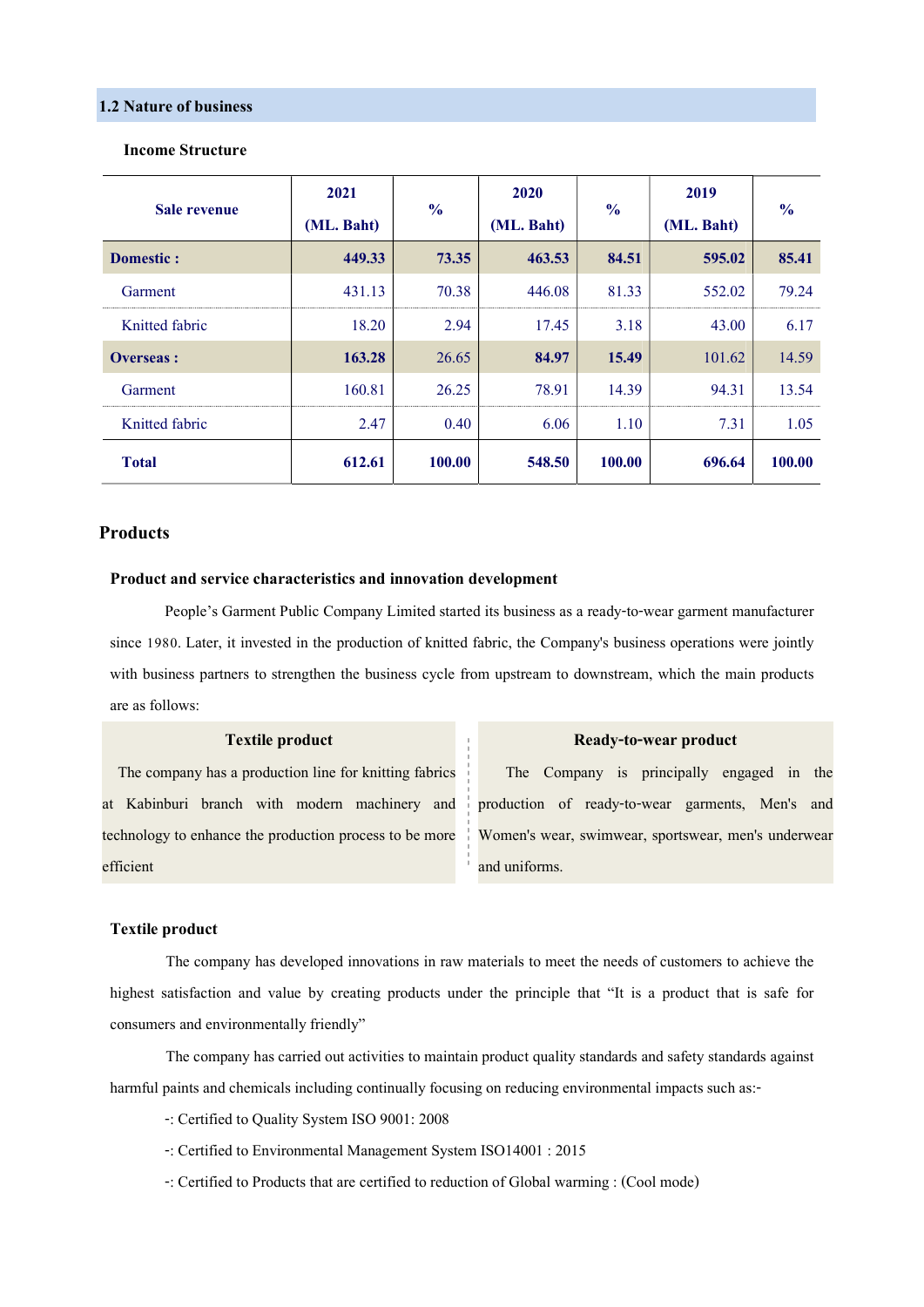## 1.2 Nature of business

**Income Structure**

| Sale revenue | 2021 (ML. Baht) | % | 2020 (ML. Baht) | % | 2019 (ML. Baht) | % |
|---|---|---|---|---|---|---|
| **Domestic :** | **449.33** | **73.35** | **463.53** | **84.51** | **595.02** | **85.41** |
| Garment | 431.13 | 70.38 | 446.08 | 81.33 | 552.02 | 79.24 |
| Knitted fabric | 18.20 | 2.94 | 17.45 | 3.18 | 43.00 | 6.17 |
| **Overseas :** | **163.28** | **26.65** | **84.97** | **15.49** | **101.62** | **14.59** |
| Garment | 160.81 | 26.25 | 78.91 | 14.39 | 94.31 | 13.54 |
| Knitted fabric | 2.47 | 0.40 | 6.06 | 1.10 | 7.31 | 1.05 |
| **Total** | **612.61** | **100.00** | **548.50** | **100.00** | **696.64** | **100.00** |

## Products

### Product and service characteristics and innovation development

People's Garment Public Company Limited started its business as a ready-to-wear garment manufacturer since 1980. Later, it invested in the production of knitted fabric, the Company's business operations were jointly with business partners to strengthen the business cycle from upstream to downstream, which the main products are as follows:

**Textile product**

The company has a production line for knitting fabrics at Kabinburi branch with modern machinery and technology to enhance the production process to be more efficient

**Ready-to-wear product**

The Company is principally engaged in the production of ready-to-wear garments, Men's and Women's wear, swimwear, sportswear, men's underwear and uniforms.

### Textile product

The company has developed innovations in raw materials to meet the needs of customers to achieve the highest satisfaction and value by creating products under the principle that "It is a product that is safe for consumers and environmentally friendly"

The company has carried out activities to maintain product quality standards and safety standards against harmful paints and chemicals including continually focusing on reducing environmental impacts such as:-

-: Certified to Quality System ISO 9001: 2008

-: Certified to Environmental Management System ISO14001 : 2015

-: Certified to Products that are certified to reduction of Global warming : (Cool mode)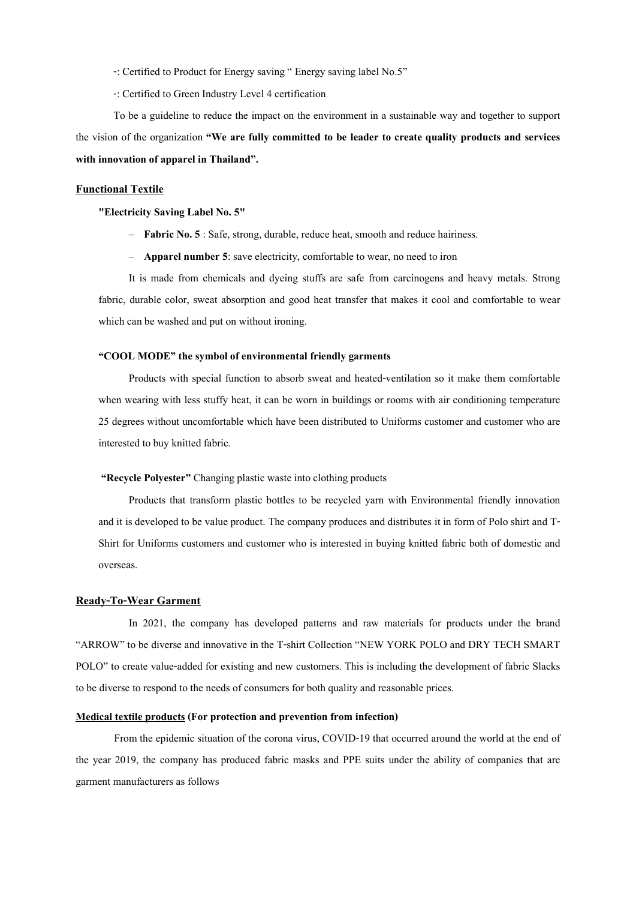-: Certified to Product for Energy saving " Energy saving label No.5"

-: Certified to Green Industry Level 4 certification

To be a guideline to reduce the impact on the environment in a sustainable way and together to support the vision of the organization **"We are fully committed to be leader to create quality products and services with innovation of apparel in Thailand".**

## Functional Textile

**"Electricity Saving Label No. 5"**

- **Fabric No. 5** : Safe, strong, durable, reduce heat, smooth and reduce hairiness.
- **Apparel number 5**: save electricity, comfortable to wear, no need to iron

It is made from chemicals and dyeing stuffs are safe from carcinogens and heavy metals. Strong fabric, durable color, sweat absorption and good heat transfer that makes it cool and comfortable to wear which can be washed and put on without ironing.

**"COOL MODE" the symbol of environmental friendly garments**

Products with special function to absorb sweat and heated-ventilation so it make them comfortable when wearing with less stuffy heat, it can be worn in buildings or rooms with air conditioning temperature 25 degrees without uncomfortable which have been distributed to Uniforms customer and customer who are interested to buy knitted fabric.

**"Recycle Polyester"** Changing plastic waste into clothing products

Products that transform plastic bottles to be recycled yarn with Environmental friendly innovation and it is developed to be value product. The company produces and distributes it in form of Polo shirt and T-Shirt for Uniforms customers and customer who is interested in buying knitted fabric both of domestic and overseas.

## Ready-To-Wear Garment

In 2021, the company has developed patterns and raw materials for products under the brand "ARROW" to be diverse and innovative in the T-shirt Collection "NEW YORK POLO and DRY TECH SMART POLO" to create value-added for existing and new customers. This is including the development of fabric Slacks to be diverse to respond to the needs of consumers for both quality and reasonable prices.

## Medical textile products (For protection and prevention from infection)

From the epidemic situation of the corona virus, COVID-19 that occurred around the world at the end of the year 2019, the company has produced fabric masks and PPE suits under the ability of companies that are garment manufacturers as follows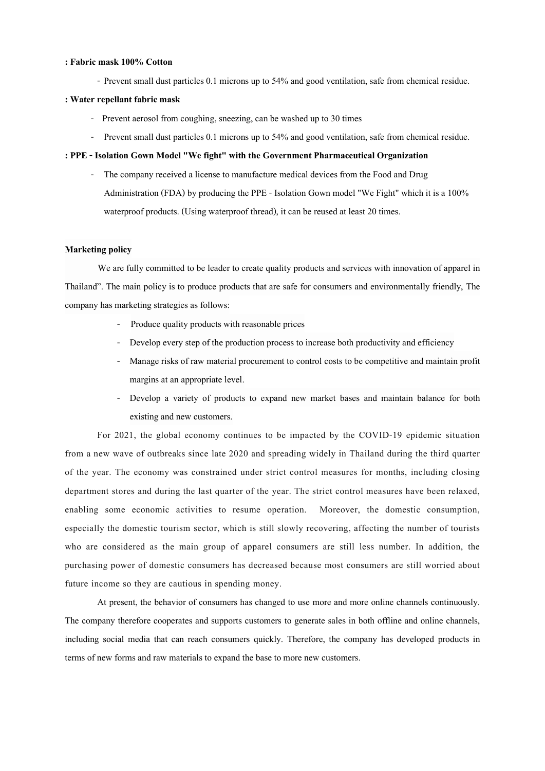**: Fabric mask 100% Cotton**

- Prevent small dust particles 0.1 microns up to 54% and good ventilation, safe from chemical residue.

**: Water repellant fabric mask**

- Prevent aerosol from coughing, sneezing, can be washed up to 30 times
- Prevent small dust particles 0.1 microns up to 54% and good ventilation, safe from chemical residue.

**: PPE - Isolation Gown Model "We fight" with the Government Pharmaceutical Organization**

- The company received a license to manufacture medical devices from the Food and Drug Administration (FDA) by producing the PPE - Isolation Gown model "We Fight" which it is a 100% waterproof products. (Using waterproof thread), it can be reused at least 20 times.

**Marketing policy**

We are fully committed to be leader to create quality products and services with innovation of apparel in Thailand". The main policy is to produce products that are safe for consumers and environmentally friendly, The company has marketing strategies as follows:

- Produce quality products with reasonable prices
- Develop every step of the production process to increase both productivity and efficiency
- Manage risks of raw material procurement to control costs to be competitive and maintain profit margins at an appropriate level.
- Develop a variety of products to expand new market bases and maintain balance for both existing and new customers.

For 2021, the global economy continues to be impacted by the COVID-19 epidemic situation from a new wave of outbreaks since late 2020 and spreading widely in Thailand during the third quarter of the year. The economy was constrained under strict control measures for months, including closing department stores and during the last quarter of the year. The strict control measures have been relaxed, enabling some economic activities to resume operation. Moreover, the domestic consumption, especially the domestic tourism sector, which is still slowly recovering, affecting the number of tourists who are considered as the main group of apparel consumers are still less number. In addition, the purchasing power of domestic consumers has decreased because most consumers are still worried about future income so they are cautious in spending money.

At present, the behavior of consumers has changed to use more and more online channels continuously. The company therefore cooperates and supports customers to generate sales in both offline and online channels, including social media that can reach consumers quickly. Therefore, the company has developed products in terms of new forms and raw materials to expand the base to more new customers.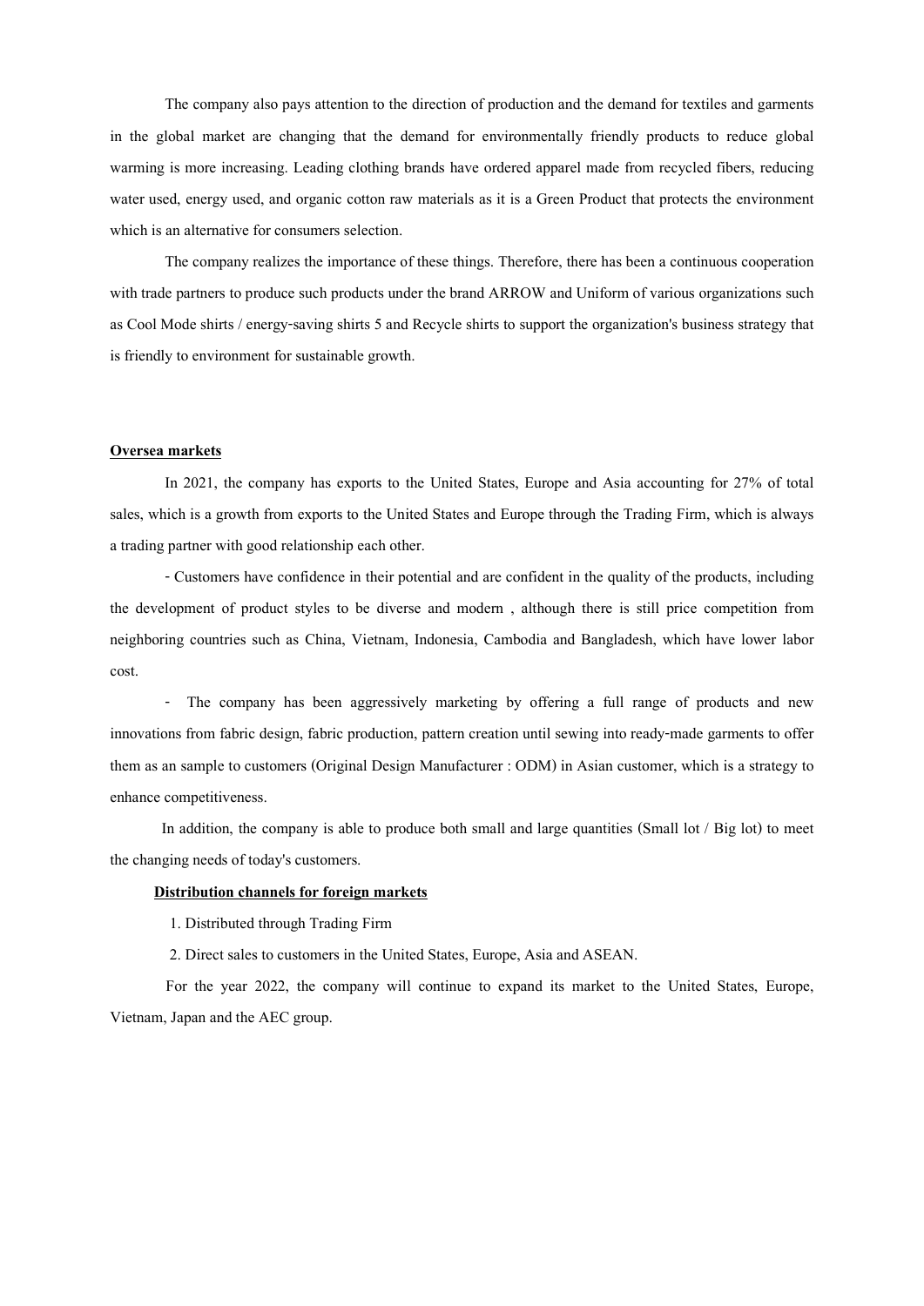The company also pays attention to the direction of production and the demand for textiles and garments in the global market are changing that the demand for environmentally friendly products to reduce global warming is more increasing. Leading clothing brands have ordered apparel made from recycled fibers, reducing water used, energy used, and organic cotton raw materials as it is a Green Product that protects the environment which is an alternative for consumers selection.

The company realizes the importance of these things. Therefore, there has been a continuous cooperation with trade partners to produce such products under the brand ARROW and Uniform of various organizations such as Cool Mode shirts / energy-saving shirts 5 and Recycle shirts to support the organization's business strategy that is friendly to environment for sustainable growth.

**Oversea markets**

In 2021, the company has exports to the United States, Europe and Asia accounting for 27% of total sales, which is a growth from exports to the United States and Europe through the Trading Firm, which is always a trading partner with good relationship each other.

- Customers have confidence in their potential and are confident in the quality of the products, including the development of product styles to be diverse and modern , although there is still price competition from neighboring countries such as China, Vietnam, Indonesia, Cambodia and Bangladesh, which have lower labor cost.

- The company has been aggressively marketing by offering a full range of products and new innovations from fabric design, fabric production, pattern creation until sewing into ready-made garments to offer them as an sample to customers (Original Design Manufacturer : ODM) in Asian customer, which is a strategy to enhance competitiveness.

In addition, the company is able to produce both small and large quantities (Small lot / Big lot) to meet the changing needs of today's customers.

**Distribution channels for foreign markets**

1. Distributed through Trading Firm
2. Direct sales to customers in the United States, Europe, Asia and ASEAN.

For the year 2022, the company will continue to expand its market to the United States, Europe, Vietnam, Japan and the AEC group.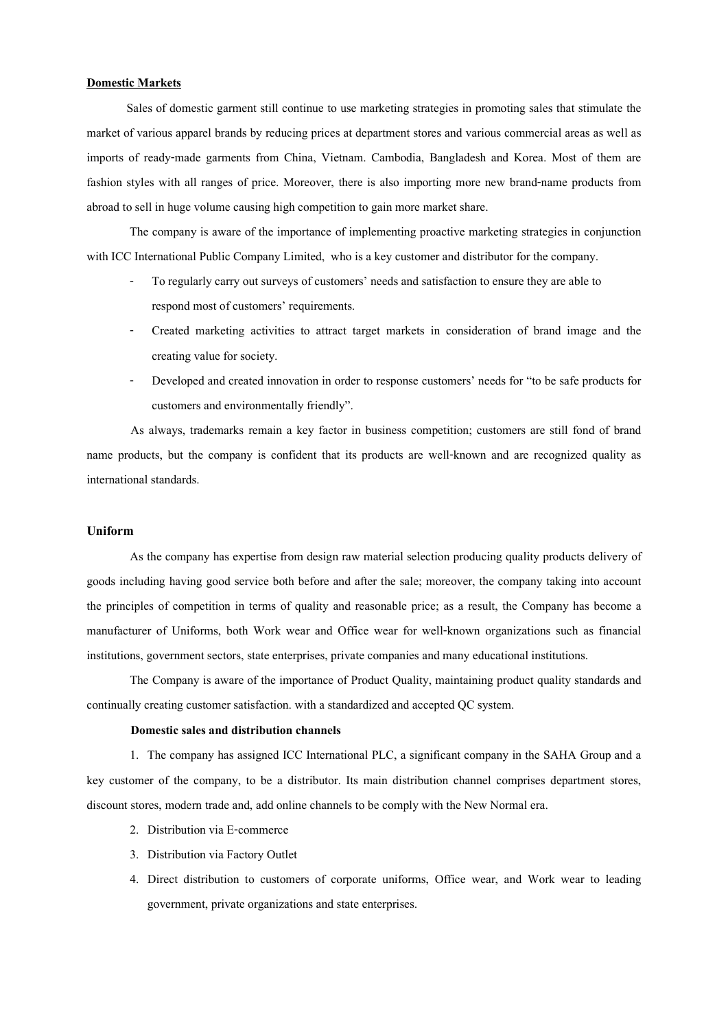**Domestic Markets**

Sales of domestic garment still continue to use marketing strategies in promoting sales that stimulate the market of various apparel brands by reducing prices at department stores and various commercial areas as well as imports of ready-made garments from China, Vietnam. Cambodia, Bangladesh and Korea. Most of them are fashion styles with all ranges of price. Moreover, there is also importing more new brand-name products from abroad to sell in huge volume causing high competition to gain more market share.

The company is aware of the importance of implementing proactive marketing strategies in conjunction with ICC International Public Company Limited, who is a key customer and distributor for the company.

- To regularly carry out surveys of customers' needs and satisfaction to ensure they are able to respond most of customers' requirements.
- Created marketing activities to attract target markets in consideration of brand image and the creating value for society.
- Developed and created innovation in order to response customers' needs for "to be safe products for customers and environmentally friendly".

As always, trademarks remain a key factor in business competition; customers are still fond of brand name products, but the company is confident that its products are well-known and are recognized quality as international standards.

**Uniform**

As the company has expertise from design raw material selection producing quality products delivery of goods including having good service both before and after the sale; moreover, the company taking into account the principles of competition in terms of quality and reasonable price; as a result, the Company has become a manufacturer of Uniforms, both Work wear and Office wear for well-known organizations such as financial institutions, government sectors, state enterprises, private companies and many educational institutions.

The Company is aware of the importance of Product Quality, maintaining product quality standards and continually creating customer satisfaction. with a standardized and accepted QC system.

**Domestic sales and distribution channels**

1. The company has assigned ICC International PLC, a significant company in the SAHA Group and a key customer of the company, to be a distributor. Its main distribution channel comprises department stores, discount stores, modern trade and, add online channels to be comply with the New Normal era.
2. Distribution via E-commerce
3. Distribution via Factory Outlet
4. Direct distribution to customers of corporate uniforms, Office wear, and Work wear to leading government, private organizations and state enterprises.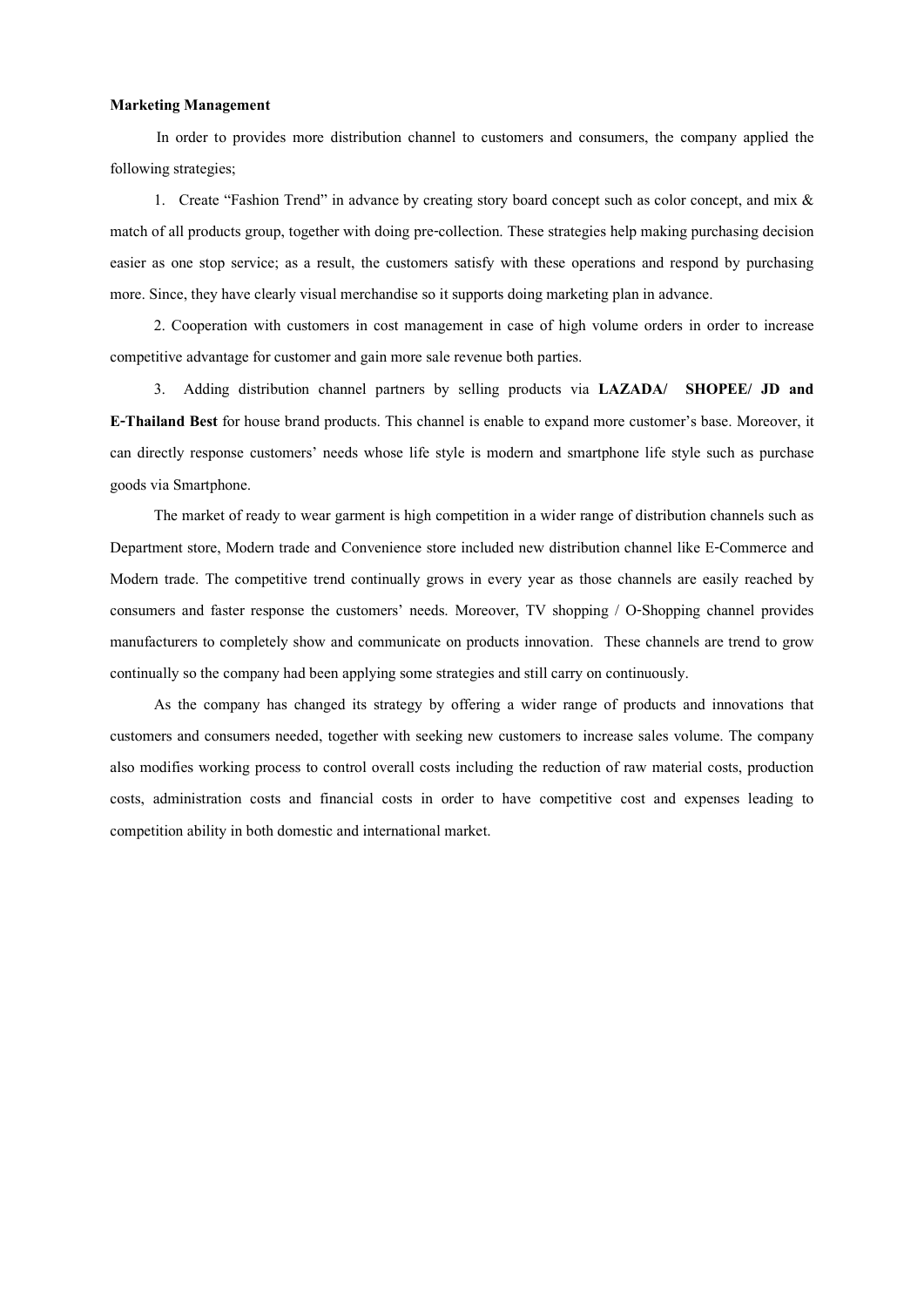**Marketing Management**

In order to provides more distribution channel to customers and consumers, the company applied the following strategies;

1. Create "Fashion Trend" in advance by creating story board concept such as color concept, and mix & match of all products group, together with doing pre-collection. These strategies help making purchasing decision easier as one stop service; as a result, the customers satisfy with these operations and respond by purchasing more. Since, they have clearly visual merchandise so it supports doing marketing plan in advance.

2. Cooperation with customers in cost management in case of high volume orders in order to increase competitive advantage for customer and gain more sale revenue both parties.

3. Adding distribution channel partners by selling products via **LAZADA/ SHOPEE/ JD and E-Thailand Best** for house brand products. This channel is enable to expand more customer's base. Moreover, it can directly response customers' needs whose life style is modern and smartphone life style such as purchase goods via Smartphone.

The market of ready to wear garment is high competition in a wider range of distribution channels such as Department store, Modern trade and Convenience store included new distribution channel like E-Commerce and Modern trade. The competitive trend continually grows in every year as those channels are easily reached by consumers and faster response the customers' needs. Moreover, TV shopping / O-Shopping channel provides manufacturers to completely show and communicate on products innovation. These channels are trend to grow continually so the company had been applying some strategies and still carry on continuously.

As the company has changed its strategy by offering a wider range of products and innovations that customers and consumers needed, together with seeking new customers to increase sales volume. The company also modifies working process to control overall costs including the reduction of raw material costs, production costs, administration costs and financial costs in order to have competitive cost and expenses leading to competition ability in both domestic and international market.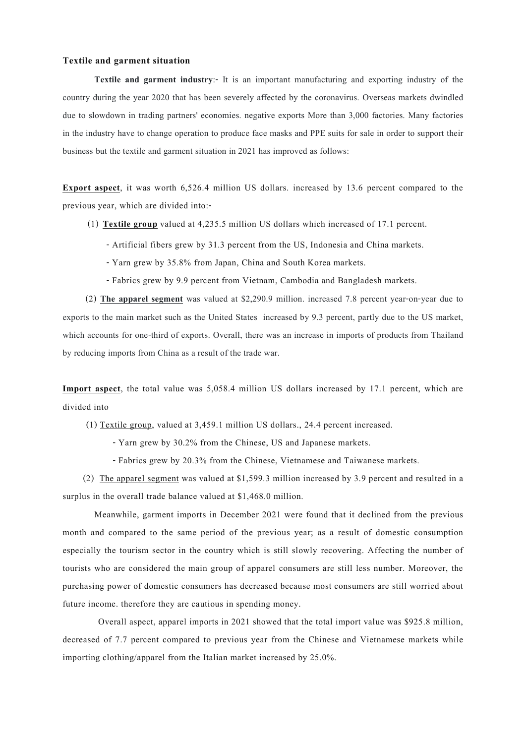**Textile and garment situation**

**Textile and garment industry**:- It is an important manufacturing and exporting industry of the country during the year 2020 that has been severely affected by the coronavirus. Overseas markets dwindled due to slowdown in trading partners' economies. negative exports More than 3,000 factories. Many factories in the industry have to change operation to produce face masks and PPE suits for sale in order to support their business but the textile and garment situation in 2021 has improved as follows:

**Export aspect**, it was worth 6,526.4 million US dollars. increased by 13.6 percent compared to the previous year, which are divided into:-

(1) **Textile group** valued at 4,235.5 million US dollars which increased of 17.1 percent.

- Artificial fibers grew by 31.3 percent from the US, Indonesia and China markets.
- Yarn grew by 35.8% from Japan, China and South Korea markets.
- Fabrics grew by 9.9 percent from Vietnam, Cambodia and Bangladesh markets.

(2) **The apparel segment** was valued at $2,290.9 million. increased 7.8 percent year-on-year due to exports to the main market such as the United States increased by 9.3 percent, partly due to the US market, which accounts for one-third of exports. Overall, there was an increase in imports of products from Thailand by reducing imports from China as a result of the trade war.

**Import aspect**, the total value was 5,058.4 million US dollars increased by 17.1 percent, which are divided into

(1) Textile group, valued at 3,459.1 million US dollars., 24.4 percent increased.

- Yarn grew by 30.2% from the Chinese, US and Japanese markets.
- Fabrics grew by 20.3% from the Chinese, Vietnamese and Taiwanese markets.

(2) The apparel segment was valued at $1,599.3 million increased by 3.9 percent and resulted in a surplus in the overall trade balance valued at $1,468.0 million.

Meanwhile, garment imports in December 2021 were found that it declined from the previous month and compared to the same period of the previous year; as a result of domestic consumption especially the tourism sector in the country which is still slowly recovering. Affecting the number of tourists who are considered the main group of apparel consumers are still less number. Moreover, the purchasing power of domestic consumers has decreased because most consumers are still worried about future income. therefore they are cautious in spending money.

Overall aspect, apparel imports in 2021 showed that the total import value was $925.8 million, decreased of 7.7 percent compared to previous year from the Chinese and Vietnamese markets while importing clothing/apparel from the Italian market increased by 25.0%.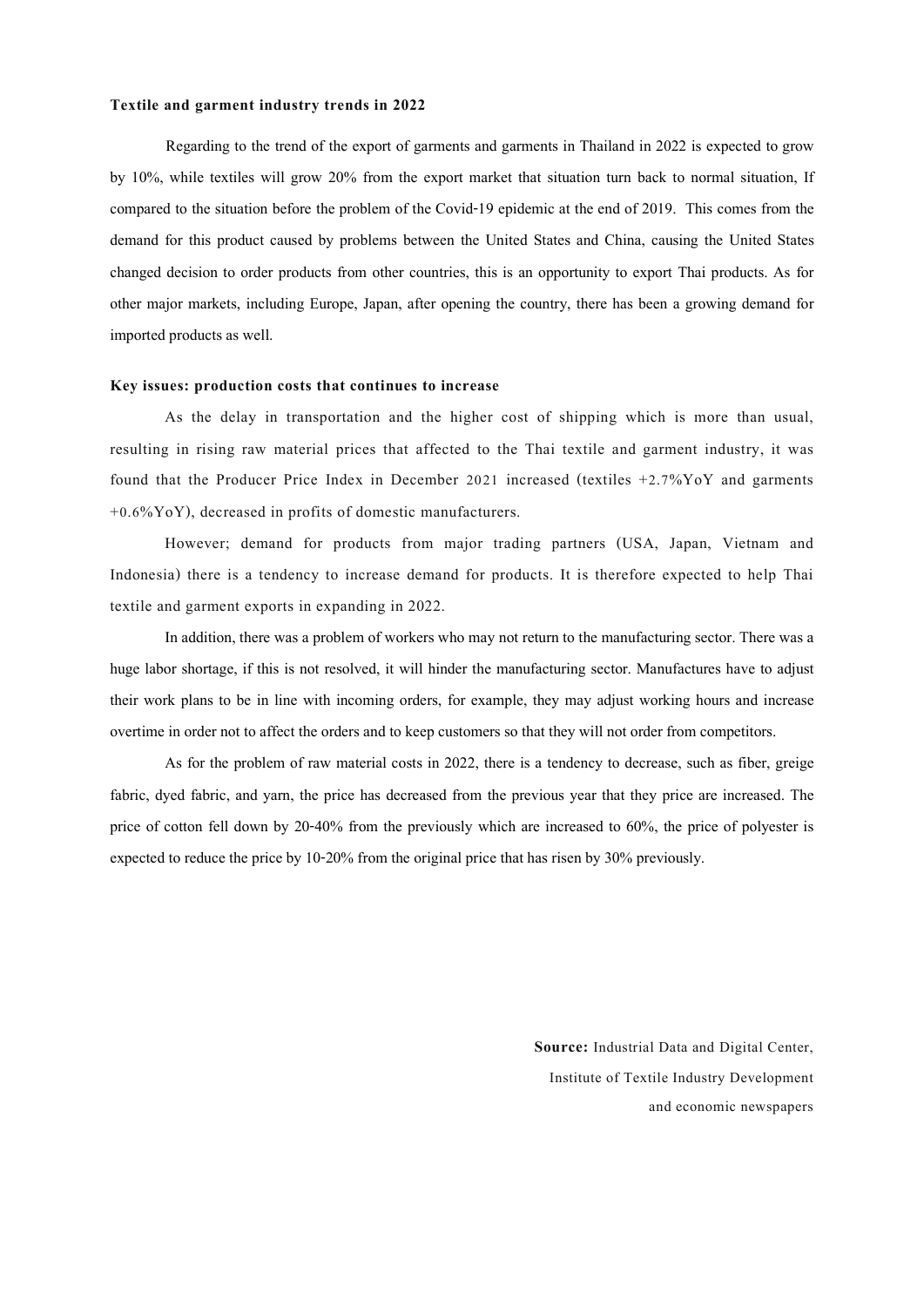**Textile and garment industry trends in 2022**

Regarding to the trend of the export of garments and garments in Thailand in 2022 is expected to grow by 10%, while textiles will grow 20% from the export market that situation turn back to normal situation, If compared to the situation before the problem of the Covid-19 epidemic at the end of 2019. This comes from the demand for this product caused by problems between the United States and China, causing the United States changed decision to order products from other countries, this is an opportunity to export Thai products. As for other major markets, including Europe, Japan, after opening the country, there has been a growing demand for imported products as well.

**Key issues: production costs that continues to increase**

As the delay in transportation and the higher cost of shipping which is more than usual, resulting in rising raw material prices that affected to the Thai textile and garment industry, it was found that the Producer Price Index in December 2021 increased (textiles +2.7%YoY and garments +0.6%YoY), decreased in profits of domestic manufacturers.

However; demand for products from major trading partners (USA, Japan, Vietnam and Indonesia) there is a tendency to increase demand for products. It is therefore expected to help Thai textile and garment exports in expanding in 2022.

In addition, there was a problem of workers who may not return to the manufacturing sector. There was a huge labor shortage, if this is not resolved, it will hinder the manufacturing sector. Manufactures have to adjust their work plans to be in line with incoming orders, for example, they may adjust working hours and increase overtime in order not to affect the orders and to keep customers so that they will not order from competitors.

As for the problem of raw material costs in 2022, there is a tendency to decrease, such as fiber, greige fabric, dyed fabric, and yarn, the price has decreased from the previous year that they price are increased. The price of cotton fell down by 20-40% from the previously which are increased to 60%, the price of polyester is expected to reduce the price by 10-20% from the original price that has risen by 30% previously.

**Source:** Industrial Data and Digital Center, Institute of Textile Industry Development and economic newspapers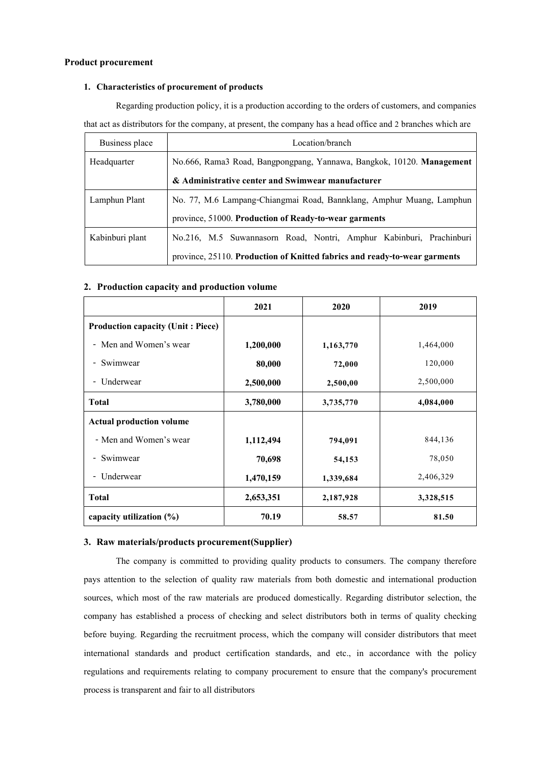**Product procurement**

**1. Characteristics of procurement of products**

Regarding production policy, it is a production according to the orders of customers, and companies that act as distributors for the company, at present, the company has a head office and 2 branches which are

| Business place | Location/branch |
|---|---|
| Headquarter | No.666, Rama3 Road, Bangpongpang, Yannawa, Bangkok, 10120. **Management & Administrative center and Swimwear manufacturer** |
| Lamphun Plant | No. 77, M.6 Lampang-Chiangmai Road, Bannklang, Amphur Muang, Lamphun province, 51000. **Production of Ready-to-wear garments** |
| Kabinburi plant | No.216, M.5 Suwannasorn Road, Nontri, Amphur Kabinburi, Prachinburi province, 25110. **Production of Knitted fabrics and ready-to-wear garments** |

**2. Production capacity and production volume**

| | 2021 | 2020 | 2019 |
|---|---|---|---|
| **Production capacity (Unit : Piece)** | | | |
| - Men and Women's wear | **1,200,000** | **1,163,770** | 1,464,000 |
| - Swimwear | **80,000** | **72,000** | 120,000 |
| - Underwear | **2,500,000** | **2,500,00** | 2,500,000 |
| **Total** | **3,780,000** | **3,735,770** | **4,084,000** |
| **Actual production volume** | | | |
| - Men and Women's wear | **1,112,494** | **794,091** | 844,136 |
| - Swimwear | **70,698** | **54,153** | 78,050 |
| - Underwear | **1,470,159** | **1,339,684** | 2,406,329 |
| **Total** | **2,653,351** | **2,187,928** | **3,328,515** |
| **capacity utilization (%)** | **70.19** | **58.57** | **81.50** |

**3. Raw materials/products procurement(Supplier)**

The company is committed to providing quality products to consumers. The company therefore pays attention to the selection of quality raw materials from both domestic and international production sources, which most of the raw materials are produced domestically. Regarding distributor selection, the company has established a process of checking and select distributors both in terms of quality checking before buying. Regarding the recruitment process, which the company will consider distributors that meet international standards and product certification standards, and etc., in accordance with the policy regulations and requirements relating to company procurement to ensure that the company's procurement process is transparent and fair to all distributors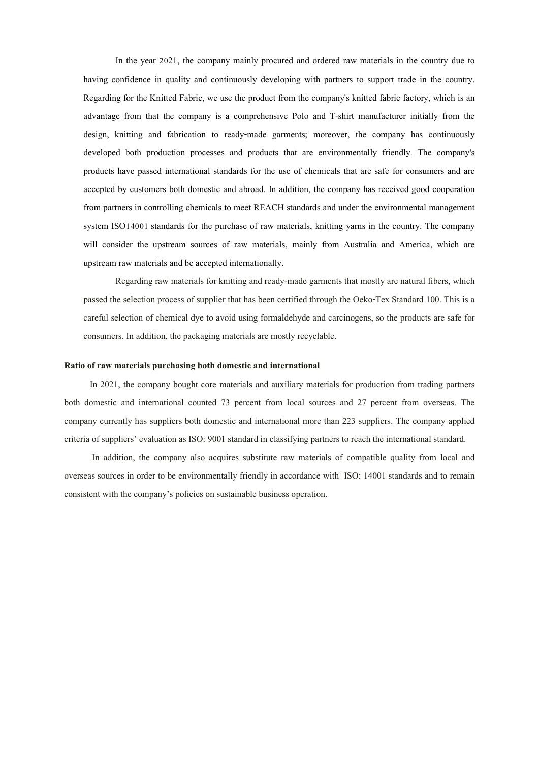In the year 2021, the company mainly procured and ordered raw materials in the country due to having confidence in quality and continuously developing with partners to support trade in the country. Regarding for the Knitted Fabric, we use the product from the company's knitted fabric factory, which is an advantage from that the company is a comprehensive Polo and T-shirt manufacturer initially from the design, knitting and fabrication to ready-made garments; moreover, the company has continuously developed both production processes and products that are environmentally friendly. The company's products have passed international standards for the use of chemicals that are safe for consumers and are accepted by customers both domestic and abroad. In addition, the company has received good cooperation from partners in controlling chemicals to meet REACH standards and under the environmental management system ISO14001 standards for the purchase of raw materials, knitting yarns in the country. The company will consider the upstream sources of raw materials, mainly from Australia and America, which are upstream raw materials and be accepted internationally.

Regarding raw materials for knitting and ready-made garments that mostly are natural fibers, which passed the selection process of supplier that has been certified through the Oeko-Tex Standard 100. This is a careful selection of chemical dye to avoid using formaldehyde and carcinogens, so the products are safe for consumers. In addition, the packaging materials are mostly recyclable.

**Ratio of raw materials purchasing both domestic and international**

In 2021, the company bought core materials and auxiliary materials for production from trading partners both domestic and international counted 73 percent from local sources and 27 percent from overseas. The company currently has suppliers both domestic and international more than 223 suppliers. The company applied criteria of suppliers' evaluation as ISO: 9001 standard in classifying partners to reach the international standard.

In addition, the company also acquires substitute raw materials of compatible quality from local and overseas sources in order to be environmentally friendly in accordance with ISO: 14001 standards and to remain consistent with the company's policies on sustainable business operation.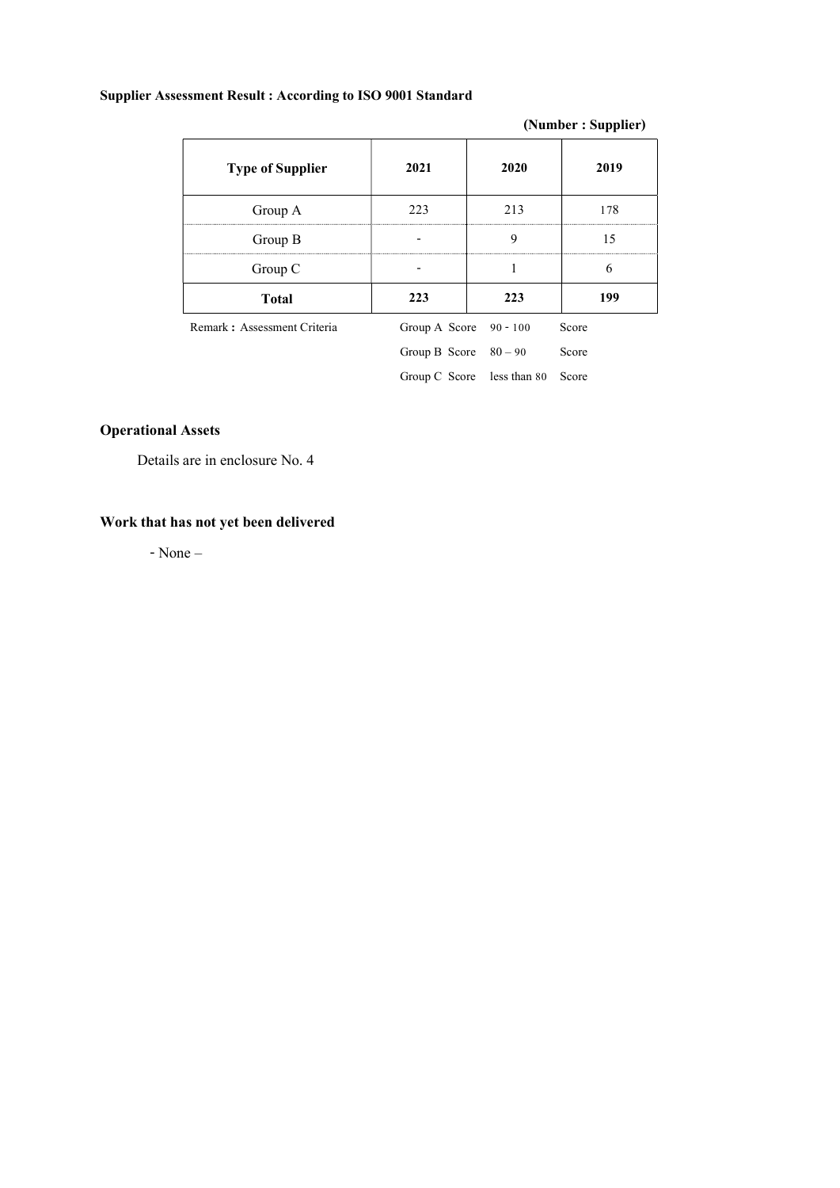**Supplier Assessment Result : According to ISO 9001 Standard**

**(Number : Supplier)**

| Type of Supplier | 2021 | 2020 | 2019 |
|---|---|---|---|
| Group A | 223 | 213 | 178 |
| Group B | - | 9 | 15 |
| Group C | - | 1 | 6 |
| **Total** | **223** | **223** | **199** |

Remark : Assessment Criteria
- Group A Score 90 - 100 Score
- Group B Score 80 – 90 Score
- Group C Score less than 80 Score

## Operational Assets

Details are in enclosure No. 4

## Work that has not yet been delivered

- None –